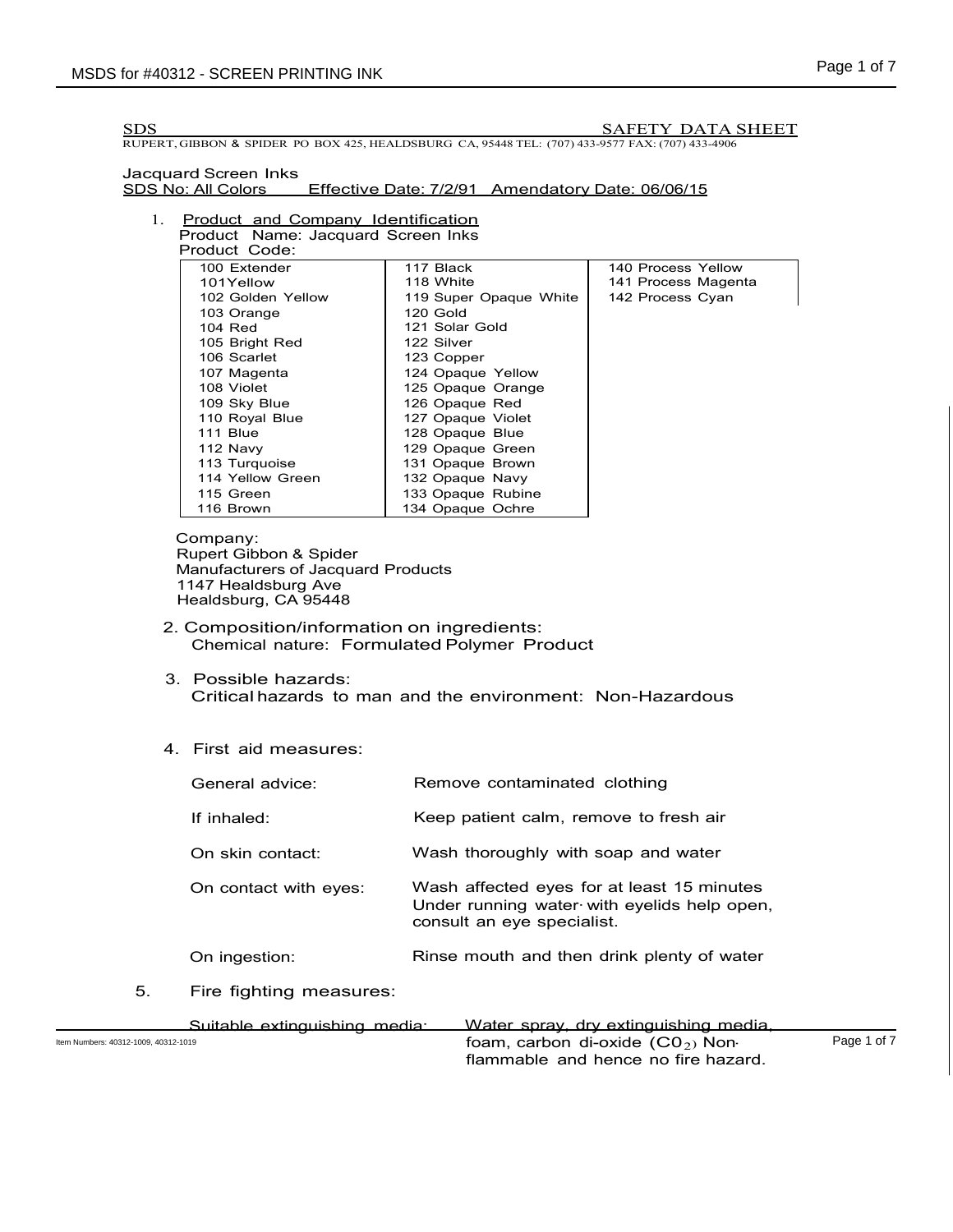SDS SAFETY DATA SHEET

RUPERT, GIBBON & SPIDER PO BOX 425, HEALDSBURG CA, 95448 TEL: (707) 433-9577 FAX: (707) 433-4906

Jacquard Screen Inks

SDS No: All Colors Effective Date: 7/2/91 Amendatory Date: 06/06/15

1. Product and Company Identification

Product Name: Jacquard Screen Inks

Product Code:

| | | |
|---|---|---|
| 100 Extender | 117 Black | 140 Process Yellow |
| 101Yellow | 118 White | 141 Process Magenta |
| 102 Golden Yellow | 119 Super Opaque White | 142 Process Cyan |
| 103 Orange | 120 Gold | |
| 104 Red | 121 Solar Gold | |
| 105 Bright Red | 122 Silver | |
| 106 Scarlet | 123 Copper | |
| 107 Magenta | 124 Opaque Yellow | |
| 108 Violet | 125 Opaque Orange | |
| 109 Sky Blue | 126 Opaque Red | |
| 110 Royal Blue | 127 Opaque Violet | |
| 111 Blue | 128 Opaque Blue | |
| 112 Navy | 129 Opaque Green | |
| 113 Turquoise | 131 Opaque Brown | |
| 114 Yellow Green | 132 Opaque Navy | |
| 115 Green | 133 Opaque Rubine | |
| 116 Brown | 134 Opaque Ochre | |

Company:
Rupert Gibbon & Spider
Manufacturers of Jacquard Products
1147 Healdsburg Ave
Healdsburg, CA 95448

2. Composition/information on ingredients:

Chemical nature: Formulated Polymer Product

3. Possible hazards:

Critical hazards to man and the environment: Non-Hazardous

4. First aid measures:

| | |
|---|---|
| General advice: | Remove contaminated clothing |
| If inhaled: | Keep patient calm, remove to fresh air |
| On skin contact: | Wash thoroughly with soap and water |
| On contact with eyes: | Wash affected eyes for at least 15 minutes Under running water with eyelids help open, consult an eye specialist. |
| On ingestion: | Rinse mouth and then drink plenty of water |

5. Fire fighting measures:

| | |
|---|---|
| Suitable extinguishing media: | Water spray, dry extinguishing media, foam, carbon di-oxide ($CO_2$) Non-flammable and hence no fire hazard. |

Item Numbers: 40312-1009, 40312-1019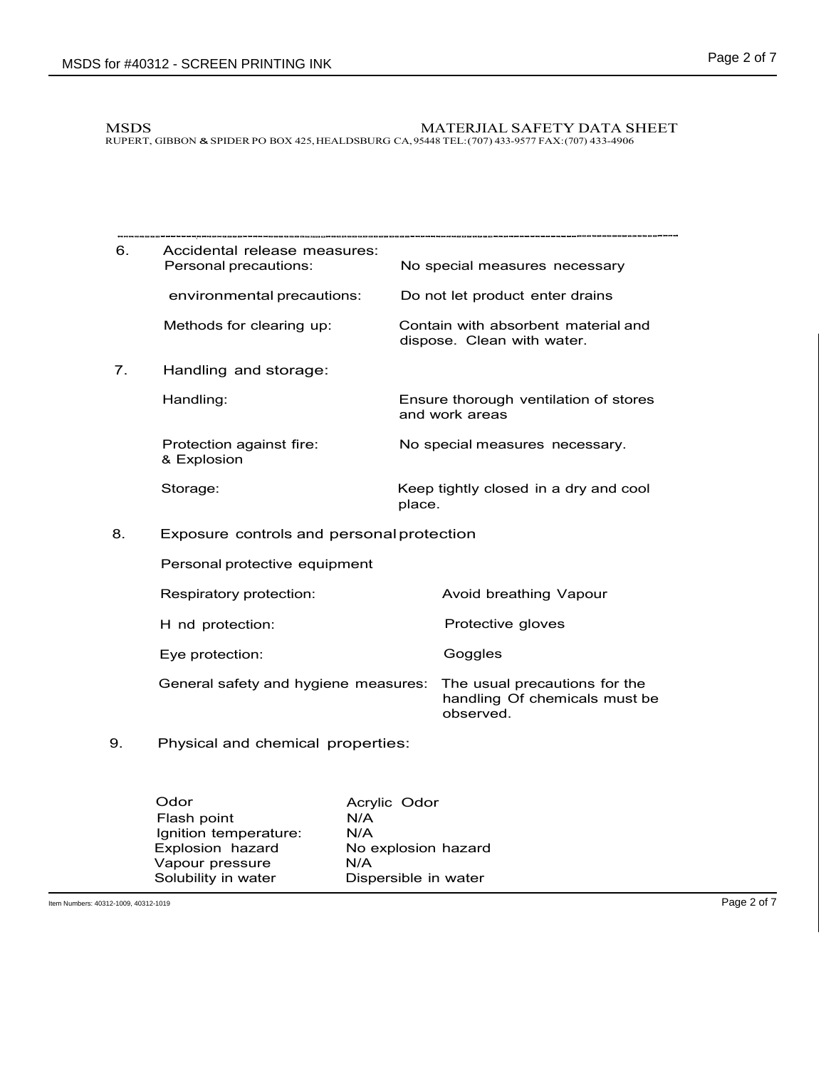MSDS MATERJIAL SAFETY DATA SHEET

RUPERT, GIBBON & SPIDER PO BOX 425, HEALDSBURG CA, 95448 TEL: (707) 433-9577 FAX: (707) 433-4906

---

6. Accidental release measures:

| | |
|---|---|
| Personal precautions: | No special measures necessary |
| environmental precautions: | Do not let product enter drains |
| Methods for clearing up: | Contain with absorbent material and dispose. Clean with water. |

7. Handling and storage:

| | |
|---|---|
| Handling: | Ensure thorough ventilation of stores and work areas |
| Protection against fire: & Explosion | No special measures necessary. |
| Storage: | Keep tightly closed in a dry and cool place. |

8. Exposure controls and personal protection

Personal protective equipment

| | |
|---|---|
| Respiratory protection: | Avoid breathing Vapour |
| H nd protection: | Protective gloves |
| Eye protection: | Goggles |
| General safety and hygiene measures: | The usual precautions for the handling Of chemicals must be observed. |

9. Physical and chemical properties:

| | |
|---|---|
| Odor | Acrylic Odor |
| Flash point | N/A |
| Ignition temperature: | N/A |
| Explosion hazard | No explosion hazard |
| Vapour pressure | N/A |
| Solubility in water | Dispersible in water |

Item Numbers: 40312-1009, 40312-1019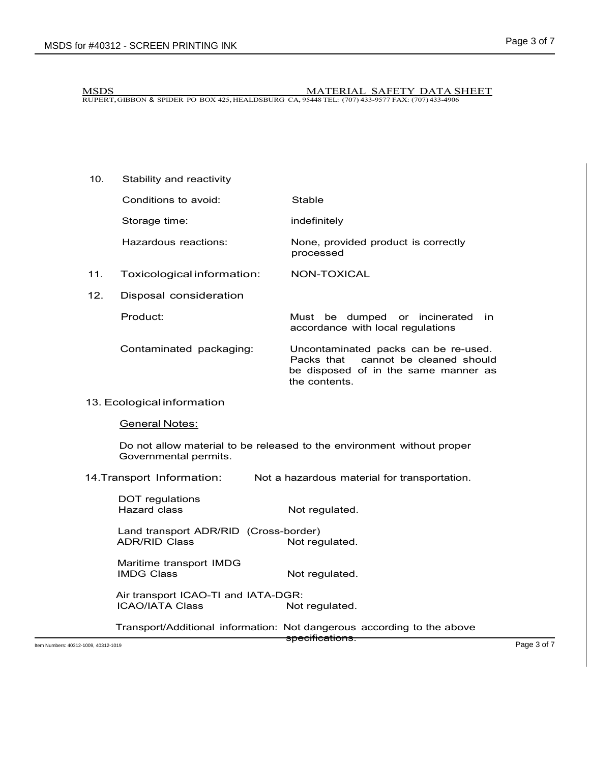MSDS — MATERIAL SAFETY DATA SHEET

RUPERT, GIBBON & SPIDER PO BOX 425, HEALDSBURG CA, 95448 TEL: (707) 433-9577 FAX: (707) 433-4906

## 10. Stability and reactivity

| | |
|---|---|
| Conditions to avoid: | Stable |
| Storage time: | indefinitely |
| Hazardous reactions: | None, provided product is correctly processed |

## 11. Toxicological information: NON-TOXICAL

## 12. Disposal consideration

| | |
|---|---|
| Product: | Must be dumped or incinerated in accordance with local regulations |
| Contaminated packaging: | Uncontaminated packs can be re-used. Packs that cannot be cleaned should be disposed of in the same manner as the contents. |

## 13. Ecological information

General Notes:

Do not allow material to be released to the environment without proper Governmental permits.

## 14. Transport Information: Not a hazardous material for transportation.

DOT regulations
Hazard class — Not regulated.

Land transport ADR/RID (Cross-border)
ADR/RID Class — Not regulated.

Maritime transport IMDG
IMDG Class — Not regulated.

Air transport ICAO-TI and IATA-DGR:
ICAO/IATA Class — Not regulated.

Transport/Additional information: Not dangerous according to the above specifications.

Item Numbers: 40312-1009, 40312-1019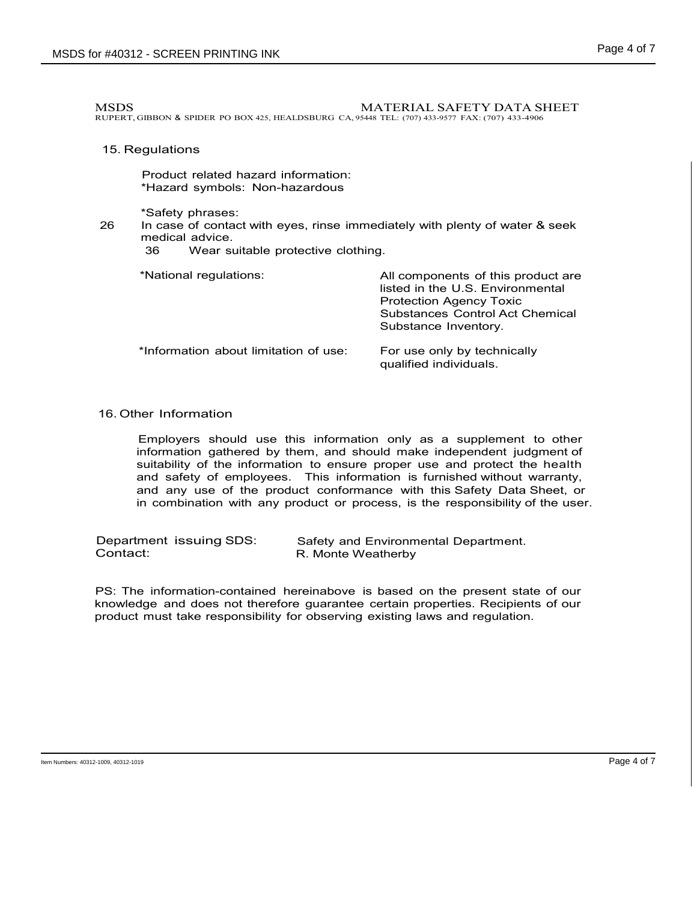MSDS MATERIAL SAFETY DATA SHEET

RUPERT, GIBBON & SPIDER PO BOX 425, HEALDSBURG CA, 95448 TEL: (707) 433-9577 FAX: (707) 433-4906

## 15. Regulations

Product related hazard information:

*Hazard symbols: Non-hazardous

*Safety phrases:

26 In case of contact with eyes, rinse immediately with plenty of water & seek medical advice.

36 Wear suitable protective clothing.

*National regulations: All components of this product are listed in the U.S. Environmental Protection Agency Toxic Substances Control Act Chemical Substance Inventory.

*Information about limitation of use: For use only by technically qualified individuals.

## 16. Other Information

Employers should use this information only as a supplement to other information gathered by them, and should make independent judgment of suitability of the information to ensure proper use and protect the health and safety of employees. This information is furnished without warranty, and any use of the product conformance with this Safety Data Sheet, or in combination with any product or process, is the responsibility of the user.

Department issuing SDS: Safety and Environmental Department.

Contact: R. Monte Weatherby

PS: The information-contained hereinabove is based on the present state of our knowledge and does not therefore guarantee certain properties. Recipients of our product must take responsibility for observing existing laws and regulation.

Item Numbers: 40312-1009, 40312-1019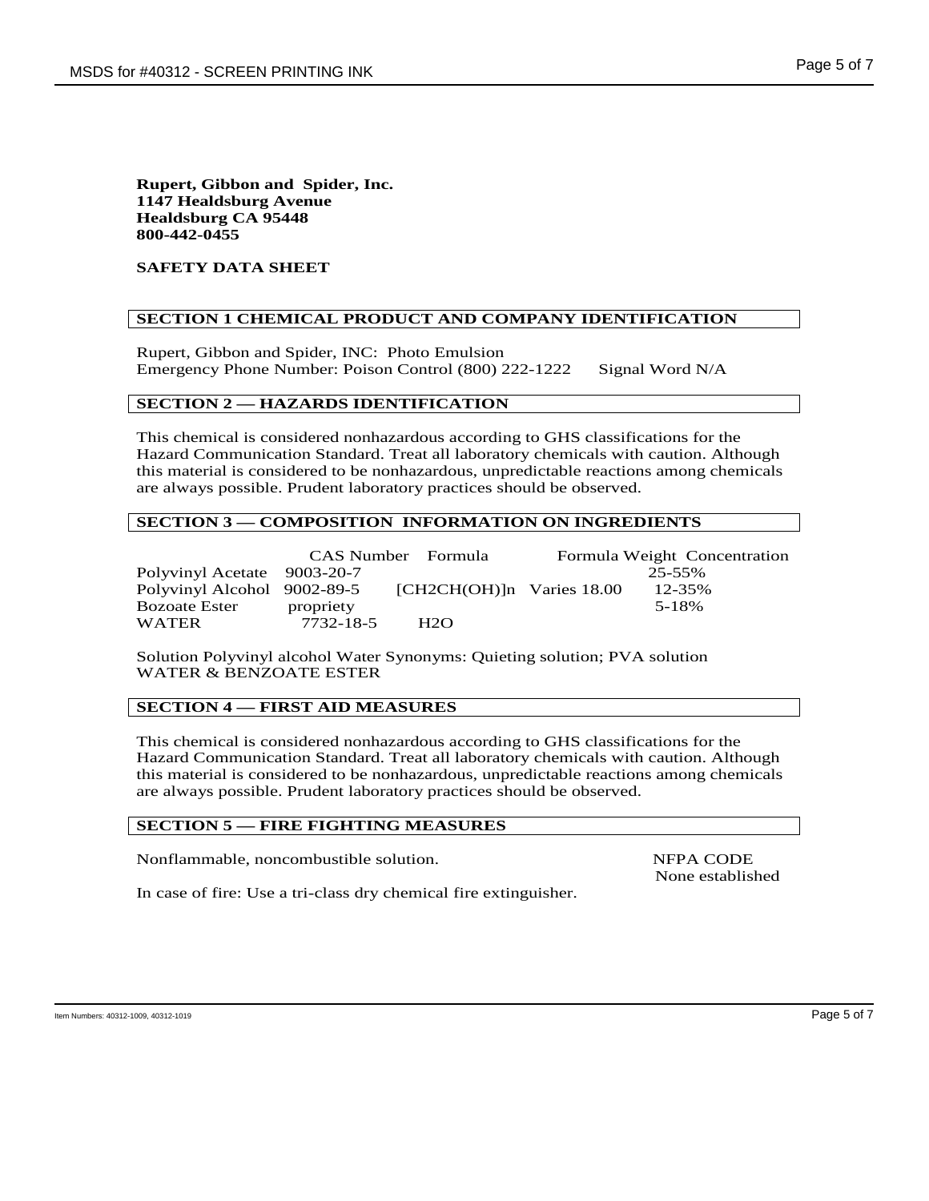**Rupert, Gibbon and Spider, Inc.**
**1147 Healdsburg Avenue**
**Healdsburg CA 95448**
**800-442-0455**

**SAFETY DATA SHEET**

## SECTION 1 CHEMICAL PRODUCT AND COMPANY IDENTIFICATION

Rupert, Gibbon and Spider, INC: Photo Emulsion
Emergency Phone Number: Poison Control (800) 222-1222 Signal Word N/A

## SECTION 2 — HAZARDS IDENTIFICATION

This chemical is considered nonhazardous according to GHS classifications for the Hazard Communication Standard. Treat all laboratory chemicals with caution. Although this material is considered to be nonhazardous, unpredictable reactions among chemicals are always possible. Prudent laboratory practices should be observed.

## SECTION 3 — COMPOSITION INFORMATION ON INGREDIENTS

| | CAS Number | Formula | Formula Weight | Concentration |
|---|---|---|---|---|
| Polyvinyl Acetate | 9003-20-7 | | | 25-55% |
| Polyvinyl Alcohol | 9002-89-5 | $[CH_2CH(OH)]_n$ | Varies 18.00 | 12-35% |
| Bozoate Ester | propriety | | | 5-18% |
| WATER | 7732-18-5 | $H_2O$ | | |

Solution Polyvinyl alcohol Water Synonyms: Quieting solution; PVA solution
WATER & BENZOATE ESTER

## SECTION 4 — FIRST AID MEASURES

This chemical is considered nonhazardous according to GHS classifications for the Hazard Communication Standard. Treat all laboratory chemicals with caution. Although this material is considered to be nonhazardous, unpredictable reactions among chemicals are always possible. Prudent laboratory practices should be observed.

## SECTION 5 — FIRE FIGHTING MEASURES

Nonflammable, noncombustible solution.

NFPA CODE
None established

In case of fire: Use a tri-class dry chemical fire extinguisher.

Item Numbers: 40312-1009, 40312-1019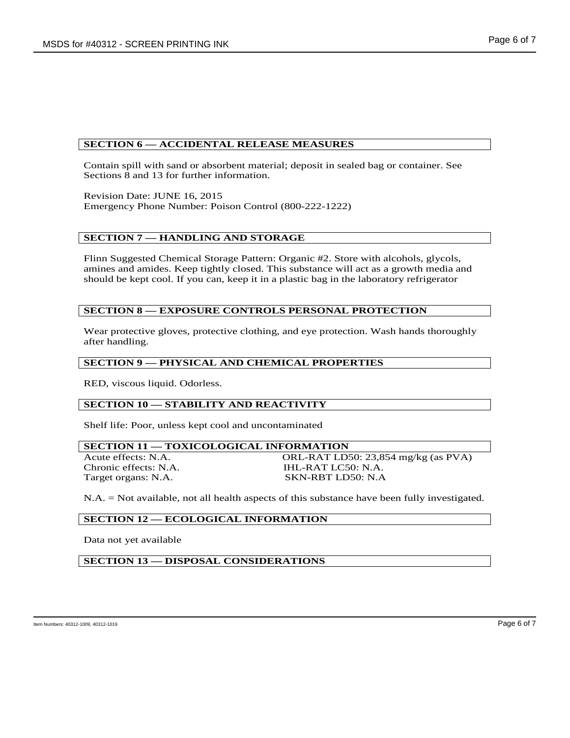## SECTION 6 — ACCIDENTAL RELEASE MEASURES

Contain spill with sand or absorbent material; deposit in sealed bag or container. See Sections 8 and 13 for further information.

Revision Date: JUNE 16, 2015
Emergency Phone Number: Poison Control (800-222-1222)

## SECTION 7 — HANDLING AND STORAGE

Flinn Suggested Chemical Storage Pattern: Organic #2. Store with alcohols, glycols, amines and amides. Keep tightly closed. This substance will act as a growth media and should be kept cool. If you can, keep it in a plastic bag in the laboratory refrigerator

## SECTION 8 — EXPOSURE CONTROLS PERSONAL PROTECTION

Wear protective gloves, protective clothing, and eye protection. Wash hands thoroughly after handling.

## SECTION 9 — PHYSICAL AND CHEMICAL PROPERTIES

RED, viscous liquid. Odorless.

## SECTION 10 — STABILITY AND REACTIVITY

Shelf life: Poor, unless kept cool and uncontaminated

## SECTION 11 — TOXICOLOGICAL INFORMATION

| | |
|---|---|
| Acute effects: N.A. | ORL-RAT LD50: 23,854 mg/kg (as PVA) |
| Chronic effects: N.A. | IHL-RAT LC50: N.A. |
| Target organs: N.A. | SKN-RBT LD50: N.A |

N.A. = Not available, not all health aspects of this substance have been fully investigated.

## SECTION 12 — ECOLOGICAL INFORMATION

Data not yet available

## SECTION 13 — DISPOSAL CONSIDERATIONS

Item Numbers: 40312-1009, 40312-1019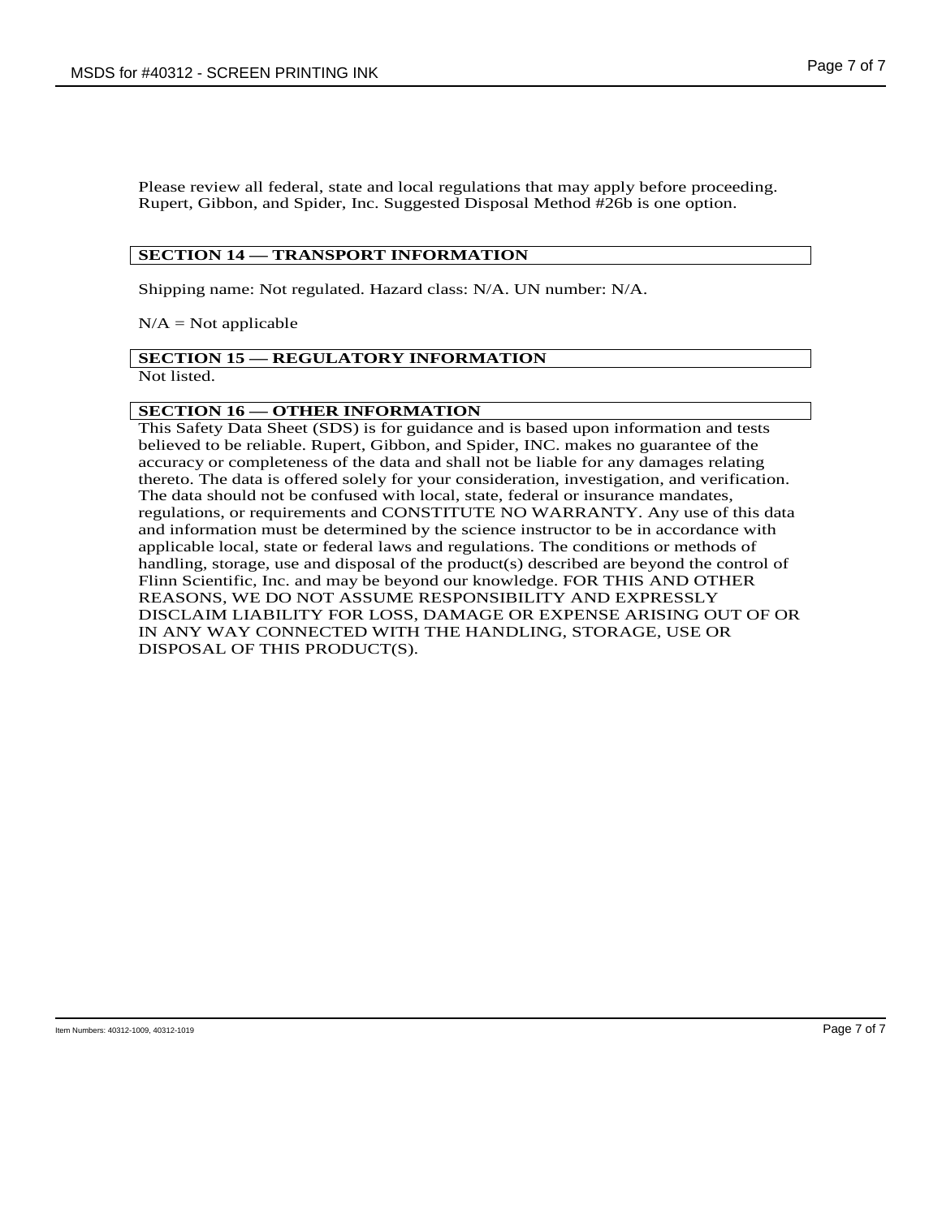Please review all federal, state and local regulations that may apply before proceeding. Rupert, Gibbon, and Spider, Inc. Suggested Disposal Method #26b is one option.

## SECTION 14 — TRANSPORT INFORMATION

Shipping name: Not regulated. Hazard class: N/A. UN number: N/A.

N/A = Not applicable

## SECTION 15 — REGULATORY INFORMATION

Not listed.

## SECTION 16 — OTHER INFORMATION

This Safety Data Sheet (SDS) is for guidance and is based upon information and tests believed to be reliable. Rupert, Gibbon, and Spider, INC. makes no guarantee of the accuracy or completeness of the data and shall not be liable for any damages relating thereto. The data is offered solely for your consideration, investigation, and verification. The data should not be confused with local, state, federal or insurance mandates, regulations, or requirements and CONSTITUTE NO WARRANTY. Any use of this data and information must be determined by the science instructor to be in accordance with applicable local, state or federal laws and regulations. The conditions or methods of handling, storage, use and disposal of the product(s) described are beyond the control of Flinn Scientific, Inc. and may be beyond our knowledge. FOR THIS AND OTHER REASONS, WE DO NOT ASSUME RESPONSIBILITY AND EXPRESSLY DISCLAIM LIABILITY FOR LOSS, DAMAGE OR EXPENSE ARISING OUT OF OR IN ANY WAY CONNECTED WITH THE HANDLING, STORAGE, USE OR DISPOSAL OF THIS PRODUCT(S).